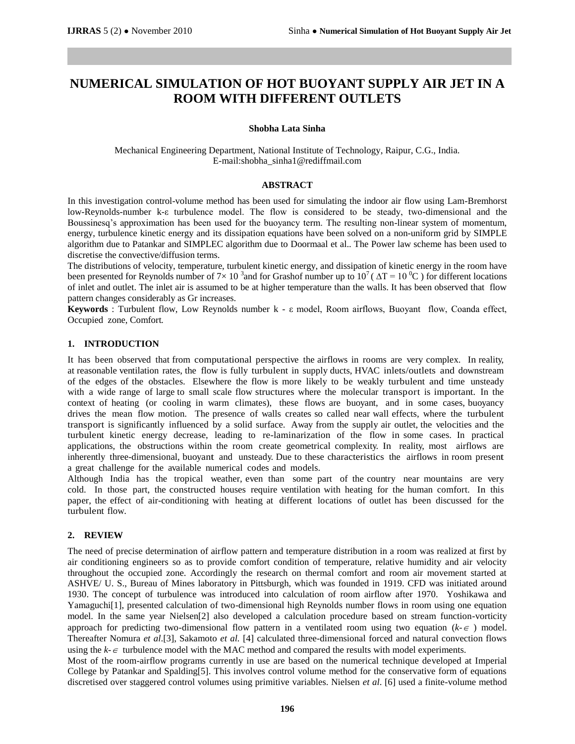# NUMERICAL SIMULATION OF HOT BUOYANT SUPPLY AIR JET IN A ROOM WITH DIFFERENT OUTLETS

**Shobha Lata Sinha**

Mechanical Engineering Department, National Institute of Technology, Raipur, C.G., India.
E-mail:shobha_sinha1@rediffmail.com

## ABSTRACT

In this investigation control-volume method has been used for simulating the indoor air flow using Lam-Bremhorst low-Reynolds-number k-ε turbulence model. The flow is considered to be steady, two-dimensional and the Boussinesq's approximation has been used for the buoyancy term. The resulting non-linear system of momentum, energy, turbulence kinetic energy and its dissipation equations have been solved on a non-uniform grid by SIMPLE algorithm due to Patankar and SIMPLEC algorithm due to Doormaal et al.. The Power law scheme has been used to discretise the convective/diffusion terms.

The distributions of velocity, temperature, turbulent kinetic energy, and dissipation of kinetic energy in the room have been presented for Reynolds number of $7\times 10^{3}$ and for Grashof number up to $10^{7}$ ( $\Delta T = 10\ ^{0}C$ ) for different locations of inlet and outlet. The inlet air is assumed to be at higher temperature than the walls. It has been observed that flow pattern changes considerably as Gr increases.

**Keywords** : Turbulent flow, Low Reynolds number k - ε model, Room airflows, Buoyant flow, Coanda effect, Occupied zone, Comfort.

## 1. INTRODUCTION

It has been observed that from computational perspective the airflows in rooms are very complex. In reality, at reasonable ventilation rates, the flow is fully turbulent in supply ducts, HVAC inlets/outlets and downstream of the edges of the obstacles. Elsewhere the flow is more likely to be weakly turbulent and time unsteady with a wide range of large to small scale flow structures where the molecular transport is important. In the context of heating (or cooling in warm climates), these flows are buoyant, and in some cases, buoyancy drives the mean flow motion. The presence of walls creates so called near wall effects, where the turbulent transport is significantly influenced by a solid surface. Away from the supply air outlet, the velocities and the turbulent kinetic energy decrease, leading to re-laminarization of the flow in some cases. In practical applications, the obstructions within the room create geometrical complexity. In reality, most airflows are inherently three-dimensional, buoyant and unsteady. Due to these characteristics the airflows in room present a great challenge for the available numerical codes and models.

Although India has the tropical weather, even than some part of the country near mountains are very cold. In those part, the constructed houses require ventilation with heating for the human comfort. In this paper, the effect of air-conditioning with heating at different locations of outlet has been discussed for the turbulent flow.

## 2. REVIEW

The need of precise determination of airflow pattern and temperature distribution in a room was realized at first by air conditioning engineers so as to provide comfort condition of temperature, relative humidity and air velocity throughout the occupied zone. Accordingly the research on thermal comfort and room air movement started at ASHVE/ U. S., Bureau of Mines laboratory in Pittsburgh, which was founded in 1919. CFD was initiated around 1930. The concept of turbulence was introduced into calculation of room airflow after 1970. Yoshikawa and Yamaguchi[1], presented calculation of two-dimensional high Reynolds number flows in room using one equation model. In the same year Nielsen[2] also developed a calculation procedure based on stream function-vorticity approach for predicting two-dimensional flow pattern in a ventilated room using two equation ($k$-$\in$ ) model. Thereafter Nomura *et al.*[3], Sakamoto *et al.* [4] calculated three-dimensional forced and natural convection flows using the $k$-$\in$ turbulence model with the MAC method and compared the results with model experiments.

Most of the room-airflow programs currently in use are based on the numerical technique developed at Imperial College by Patankar and Spalding[5]. This involves control volume method for the conservative form of equations discretised over staggered control volumes using primitive variables. Nielsen *et al*. [6] used a finite-volume method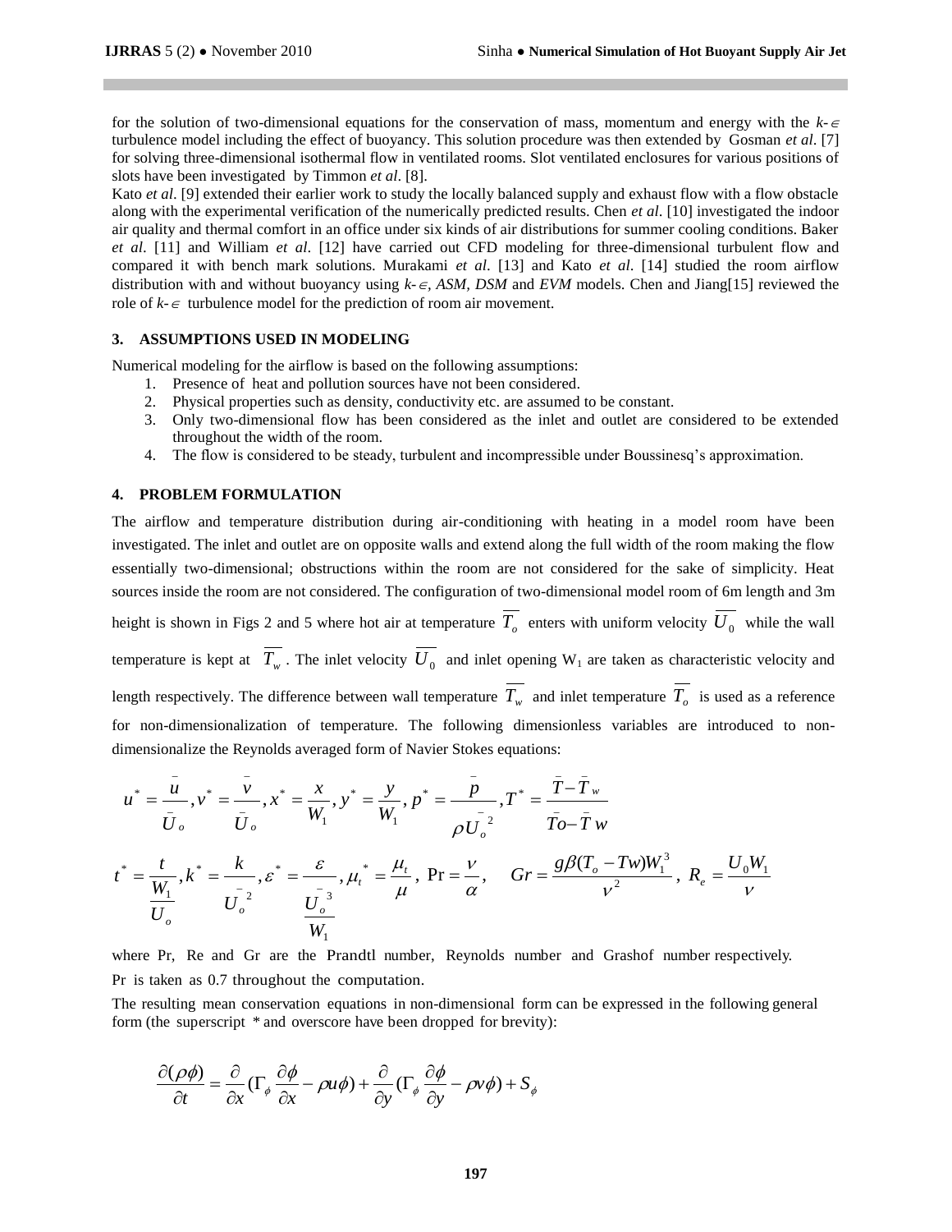for the solution of two-dimensional equations for the conservation of mass, momentum and energy with the $k$-$\in$ turbulence model including the effect of buoyancy. This solution procedure was then extended by Gosman *et al*. [7] for solving three-dimensional isothermal flow in ventilated rooms. Slot ventilated enclosures for various positions of slots have been investigated by Timmon *et al*. [8].

Kato *et al*. [9] extended their earlier work to study the locally balanced supply and exhaust flow with a flow obstacle along with the experimental verification of the numerically predicted results. Chen *et al*. [10] investigated the indoor air quality and thermal comfort in an office under six kinds of air distributions for summer cooling conditions. Baker *et al*. [11] and William *et al*. [12] have carried out CFD modeling for three-dimensional turbulent flow and compared it with bench mark solutions. Murakami *et al*. [13] and Kato *et al*. [14] studied the room airflow distribution with and without buoyancy using *k-*$\in$*, ASM, DSM* and *EVM* models. Chen and Jiang[15] reviewed the role of $k$-$\in$ turbulence model for the prediction of room air movement.

## 3. ASSUMPTIONS USED IN MODELING

Numerical modeling for the airflow is based on the following assumptions:

1. Presence of heat and pollution sources have not been considered.
2. Physical properties such as density, conductivity etc. are assumed to be constant.
3. Only two-dimensional flow has been considered as the inlet and outlet are considered to be extended throughout the width of the room.
4. The flow is considered to be steady, turbulent and incompressible under Boussinesq's approximation.

## 4. PROBLEM FORMULATION

The airflow and temperature distribution during air-conditioning with heating in a model room have been investigated. The inlet and outlet are on opposite walls and extend along the full width of the room making the flow essentially two-dimensional; obstructions within the room are not considered for the sake of simplicity. Heat sources inside the room are not considered. The configuration of two-dimensional model room of 6m length and 3m height is shown in Figs 2 and 5 where hot air at temperature $\overline{T_o}$ enters with uniform velocity $\overline{U_0}$ while the wall temperature is kept at $\overline{T_w}$. The inlet velocity $\overline{U_0}$ and inlet opening $W_1$ are taken as characteristic velocity and length respectively. The difference between wall temperature $\overline{T_w}$ and inlet temperature $\overline{T_o}$ is used as a reference for non-dimensionalization of temperature. The following dimensionless variables are introduced to non-dimensionalize the Reynolds averaged form of Navier Stokes equations:

$$u^* = \frac{\bar{u}}{\bar{U}_o}, v^* = \frac{\bar{v}}{\bar{U}_o}, x^* = \frac{x}{W_1}, y^* = \frac{y}{W_1}, p^* = \frac{\bar{p}}{\rho \bar{U}_o^{\,2}}, T^* = \frac{\bar{T} - \bar{T}_w}{\bar{T}o - \bar{T}w}$$

$$t^* = \frac{t}{\frac{W_1}{U_o}}, k^* = \frac{k}{\bar{U}_o^{\,2}}, \varepsilon^* = \frac{\varepsilon}{\frac{\bar{U}_o^{\,3}}{W_1}}, \mu_t^* = \frac{\mu_t}{\mu}, \ \Pr = \frac{\nu}{\alpha}, \quad Gr = \frac{g\beta(T_o - Tw)W_1^3}{\nu^2}, \ R_e = \frac{U_0 W_1}{\nu}$$

where Pr, Re and Gr are the Prandtl number, Reynolds number and Grashof number respectively. Pr is taken as 0.7 throughout the computation.

The resulting mean conservation equations in non-dimensional form can be expressed in the following general form (the superscript * and overscore have been dropped for brevity):

$$\frac{\partial(\rho\phi)}{\partial t} = \frac{\partial}{\partial x}(\Gamma_\phi \frac{\partial \phi}{\partial x} - \rho u \phi) + \frac{\partial}{\partial y}(\Gamma_\phi \frac{\partial \phi}{\partial y} - \rho v \phi) + S_\phi$$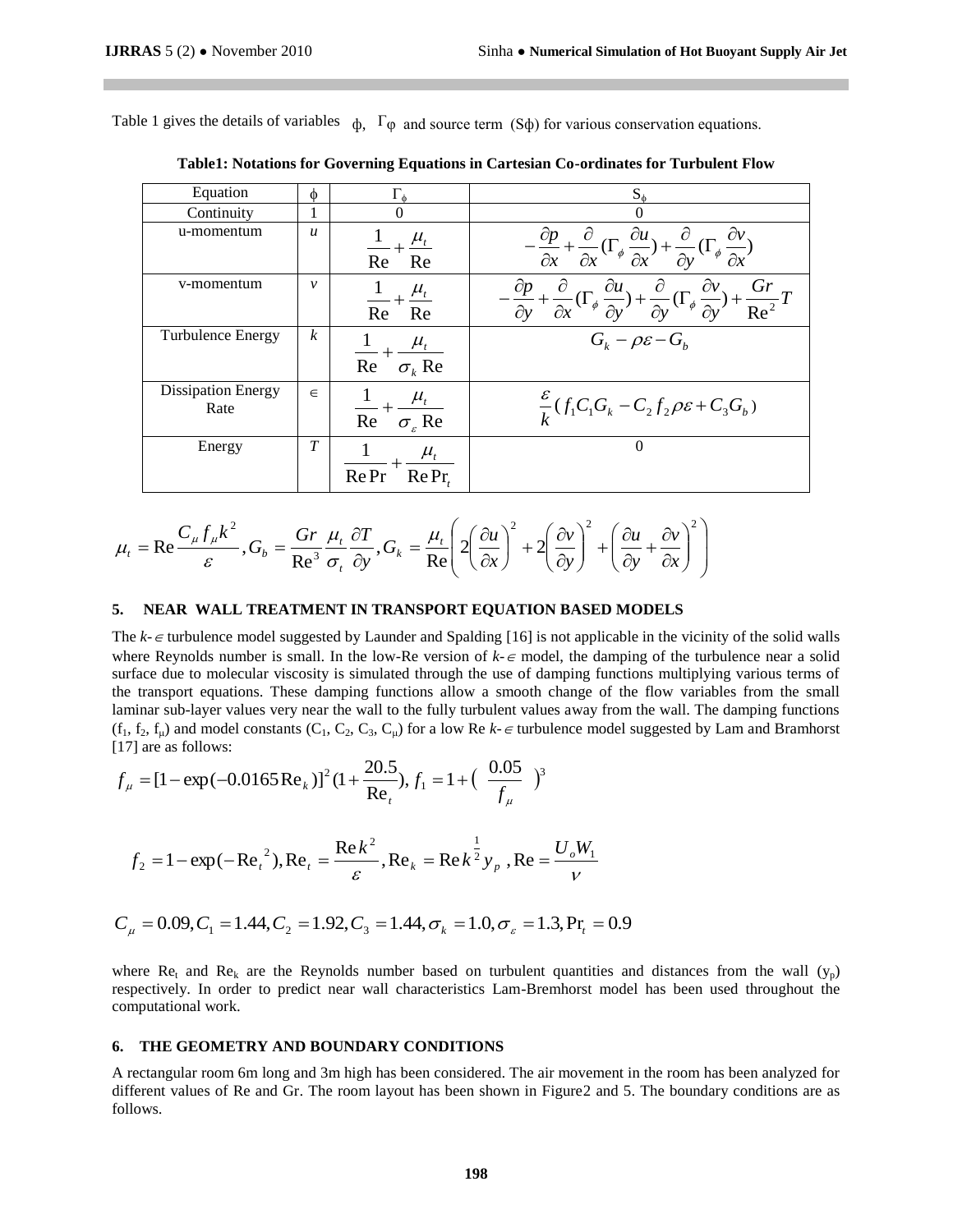Table 1 gives the details of variables $\phi$, $\Gamma\varphi$ and source term ($S\phi$) for various conservation equations.

**Table1: Notations for Governing Equations in Cartesian Co-ordinates for Turbulent Flow**

| Equation | $\phi$ | $\Gamma_\phi$ | $S_\phi$ |
|---|---|---|---|
| Continuity | 1 | 0 | 0 |
| u-momentum | $u$ | $\frac{1}{\text{Re}} + \frac{\mu_t}{\text{Re}}$ | $-\frac{\partial p}{\partial x} + \frac{\partial}{\partial x}(\Gamma_\phi \frac{\partial u}{\partial x}) + \frac{\partial}{\partial y}(\Gamma_\phi \frac{\partial v}{\partial x})$ |
| v-momentum | $v$ | $\frac{1}{\text{Re}} + \frac{\mu_t}{\text{Re}}$ | $-\frac{\partial p}{\partial y} + \frac{\partial}{\partial x}(\Gamma_\phi \frac{\partial u}{\partial y}) + \frac{\partial}{\partial y}(\Gamma_\phi \frac{\partial v}{\partial y}) + \frac{Gr}{\text{Re}^2}T$ |
| Turbulence Energy | $k$ | $\frac{1}{\text{Re}} + \frac{\mu_t}{\sigma_k \text{Re}}$ | $G_k - \rho\varepsilon - G_b$ |
| Dissipation Energy Rate | $\in$ | $\frac{1}{\text{Re}} + \frac{\mu_t}{\sigma_\varepsilon \text{Re}}$ | $\frac{\varepsilon}{k}(f_1 C_1 G_k - C_2 f_2 \rho\varepsilon + C_3 G_b)$ |
| Energy | $T$ | $\frac{1}{\text{Re}\Pr} + \frac{\mu_t}{\text{Re}\Pr_t}$ | 0 |

$$\mu_t = \text{Re}\frac{C_\mu f_\mu k^2}{\varepsilon}, G_b = \frac{Gr}{\text{Re}^3}\frac{\mu_t}{\sigma_t}\frac{\partial T}{\partial y}, G_k = \frac{\mu_t}{\text{Re}}\left(2\left(\frac{\partial u}{\partial x}\right)^2 + 2\left(\frac{\partial v}{\partial y}\right)^2 + \left(\frac{\partial u}{\partial y} + \frac{\partial v}{\partial x}\right)^2\right)$$

## 5. NEAR WALL TREATMENT IN TRANSPORT EQUATION BASED MODELS

The $k$-$\in$ turbulence model suggested by Launder and Spalding [16] is not applicable in the vicinity of the solid walls where Reynolds number is small. In the low-Re version of $k$-$\in$ model, the damping of the turbulence near a solid surface due to molecular viscosity is simulated through the use of damping functions multiplying various terms of the transport equations. These damping functions allow a smooth change of the flow variables from the small laminar sub-layer values very near the wall to the fully turbulent values away from the wall. The damping functions ($f_1$, $f_2$, $f_\mu$) and model constants ($C_1$, $C_2$, $C_3$, $C_\mu$) for a low Re $k$-$\in$ turbulence model suggested by Lam and Bramhorst [17] are as follows:

$$f_\mu = [1 - \exp(-0.0165\text{Re}_k)]^2(1 + \frac{20.5}{\text{Re}_t}),\ f_1 = 1 + \left(\frac{0.05}{f_\mu}\right)^3$$

$$f_2 = 1 - \exp(-\text{Re}_t^{\ 2}), \text{Re}_t = \frac{\text{Re}\,k^2}{\varepsilon}, \text{Re}_k = \text{Re}\,k^{\frac{1}{2}}y_p\ , \text{Re} = \frac{U_o W_1}{\nu}$$

$$C_\mu = 0.09, C_1 = 1.44, C_2 = 1.92, C_3 = 1.44, \sigma_k = 1.0, \sigma_\varepsilon = 1.3, \Pr_t = 0.9$$

where $\text{Re}_t$ and $\text{Re}_k$ are the Reynolds number based on turbulent quantities and distances from the wall ($y_p$) respectively. In order to predict near wall characteristics Lam-Bremhorst model has been used throughout the computational work.

## 6. THE GEOMETRY AND BOUNDARY CONDITIONS

A rectangular room 6m long and 3m high has been considered. The air movement in the room has been analyzed for different values of Re and Gr. The room layout has been shown in Figure2 and 5. The boundary conditions are as follows.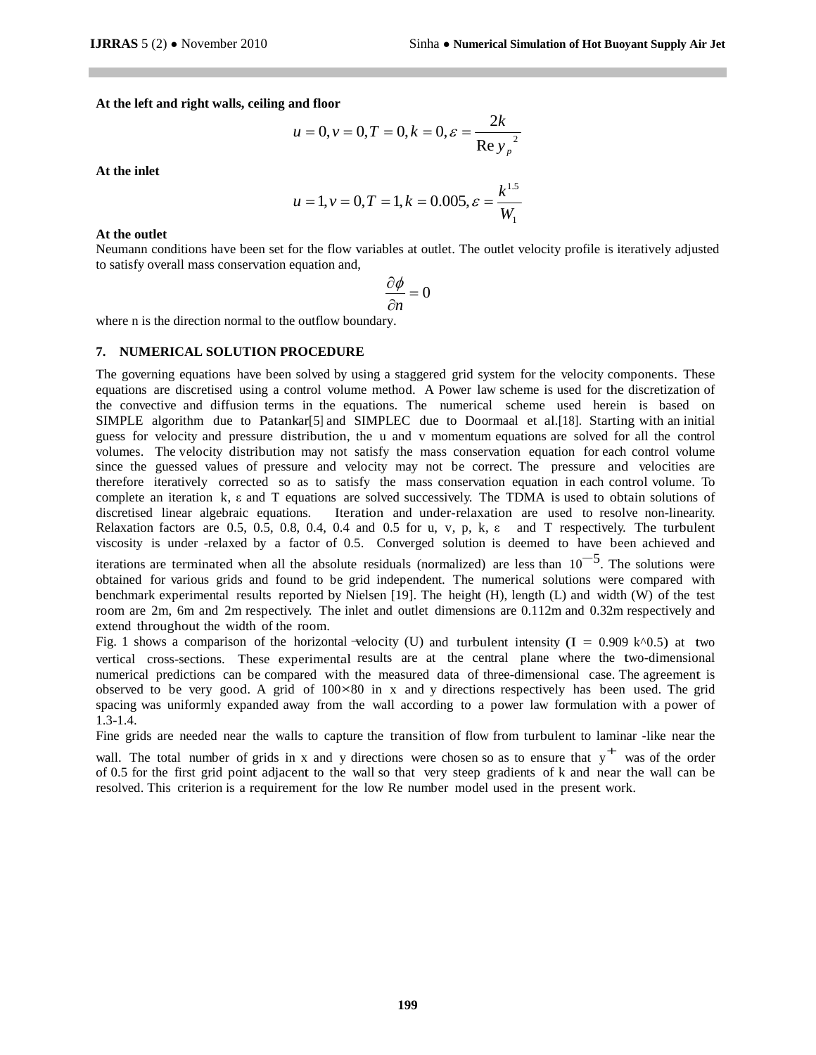**At the left and right walls, ceiling and floor**

$$u = 0, v = 0, T = 0, k = 0, \varepsilon = \frac{2k}{\mathrm{Re}\, y_p^{\,2}}$$

**At the inlet**

$$u = 1, v = 0, T = 1, k = 0.005, \varepsilon = \frac{k^{1.5}}{W_1}$$

**At the outlet**

Neumann conditions have been set for the flow variables at outlet. The outlet velocity profile is iteratively adjusted to satisfy overall mass conservation equation and,

$$\frac{\partial \phi}{\partial n} = 0$$

where n is the direction normal to the outflow boundary.

## 7. NUMERICAL SOLUTION PROCEDURE

The governing equations have been solved by using a staggered grid system for the velocity components. These equations are discretised using a control volume method. A Power law scheme is used for the discretization of the convective and diffusion terms in the equations. The numerical scheme used herein is based on SIMPLE algorithm due to Patankar[5] and SIMPLEC due to Doormaal et al.[18]. Starting with an initial guess for velocity and pressure distribution, the u and v momentum equations are solved for all the control volumes. The velocity distribution may not satisfy the mass conservation equation for each control volume since the guessed values of pressure and velocity may not be correct. The pressure and velocities are therefore iteratively corrected so as to satisfy the mass conservation equation in each control volume. To complete an iteration k, ε and T equations are solved successively. The TDMA is used to obtain solutions of discretised linear algebraic equations. Iteration and under-relaxation are used to resolve non-linearity. Relaxation factors are 0.5, 0.5, 0.8, 0.4, 0.4 and 0.5 for u, v, p, k, ε and T respectively. The turbulent viscosity is under -relaxed by a factor of 0.5. Converged solution is deemed to have been achieved and iterations are terminated when all the absolute residuals (normalized) are less than $10^{-5}$. The solutions were obtained for various grids and found to be grid independent. The numerical solutions were compared with benchmark experimental results reported by Nielsen [19]. The height (H), length (L) and width (W) of the test room are 2m, 6m and 2m respectively. The inlet and outlet dimensions are 0.112m and 0.32m respectively and extend throughout the width of the room.

Fig. 1 shows a comparison of the horizontal velocity (U) and turbulent intensity (I = 0.909 k^0.5) at two vertical cross-sections. These experimental results are at the central plane where the two-dimensional numerical predictions can be compared with the measured data of three-dimensional case. The agreement is observed to be very good. A grid of 100×80 in x and y directions respectively has been used. The grid spacing was uniformly expanded away from the wall according to a power law formulation with a power of 1.3-1.4.

Fine grids are needed near the walls to capture the transition of flow from turbulent to laminar -like near the wall. The total number of grids in x and y directions were chosen so as to ensure that $y^+$ was of the order of 0.5 for the first grid point adjacent to the wall so that very steep gradients of k and near the wall can be resolved. This criterion is a requirement for the low Re number model used in the present work.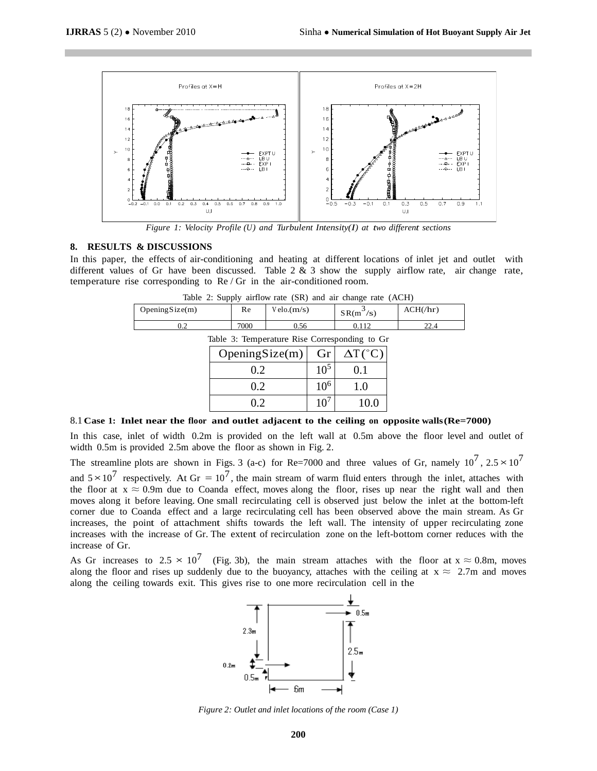*Figure 1: Velocity Profile (U) and Turbulent Intensity(I) at two different sections*

## 8. RESULTS & DISCUSSIONS

In this paper, the effects of air-conditioning and heating at different locations of inlet jet and outlet with different values of Gr have been discussed. Table 2 & 3 show the supply airflow rate, air change rate, temperature rise corresponding to Re / Gr in the air-conditioned room.

Table 2: Supply airflow rate (SR) and air change rate (ACH)

| OpeningSize(m) | Re | Velo.(m/s) | SR($m^3$/s) | ACH(/hr) |
|---|---|---|---|---|
| 0.2 | 7000 | 0.56 | 0.112 | 22.4 |

Table 3: Temperature Rise Corresponding to Gr

| OpeningSize(m) | Gr | $\Delta T(^{\circ}C)$ |
|---|---|---|
| 0.2 | $10^5$ | 0.1 |
| 0.2 | $10^6$ | 1.0 |
| 0.2 | $10^7$ | 10.0 |

### 8.1 Case 1: Inlet near the floor and outlet adjacent to the ceiling on opposite walls (Re=7000)

In this case, inlet of width 0.2m is provided on the left wall at 0.5m above the floor level and outlet of width 0.5m is provided 2.5m above the floor as shown in Fig. 2.

The streamline plots are shown in Figs. 3 (a-c) for Re=7000 and three values of Gr, namely $10^7$, $2.5 \times 10^7$ and $5 \times 10^7$ respectively. At Gr $= 10^7$, the main stream of warm fluid enters through the inlet, attaches with the floor at x $\approx$ 0.9m due to Coanda effect, moves along the floor, rises up near the right wall and then moves along it before leaving. One small recirculating cell is observed just below the inlet at the bottom-left corner due to Coanda effect and a large recirculating cell has been observed above the main stream. As Gr increases, the point of attachment shifts towards the left wall. The intensity of upper recirculating zone increases with the increase of Gr. The extent of recirculation zone on the left-bottom corner reduces with the increase of Gr.

As Gr increases to $2.5 \times 10^7$ (Fig. 3b), the main stream attaches with the floor at x $\approx$ 0.8m, moves along the floor and rises up suddenly due to the buoyancy, attaches with the ceiling at x $\approx$ 2.7m and moves along the ceiling towards exit. This gives rise to one more recirculation cell in the

*Figure 2: Outlet and inlet locations of the room (Case 1)*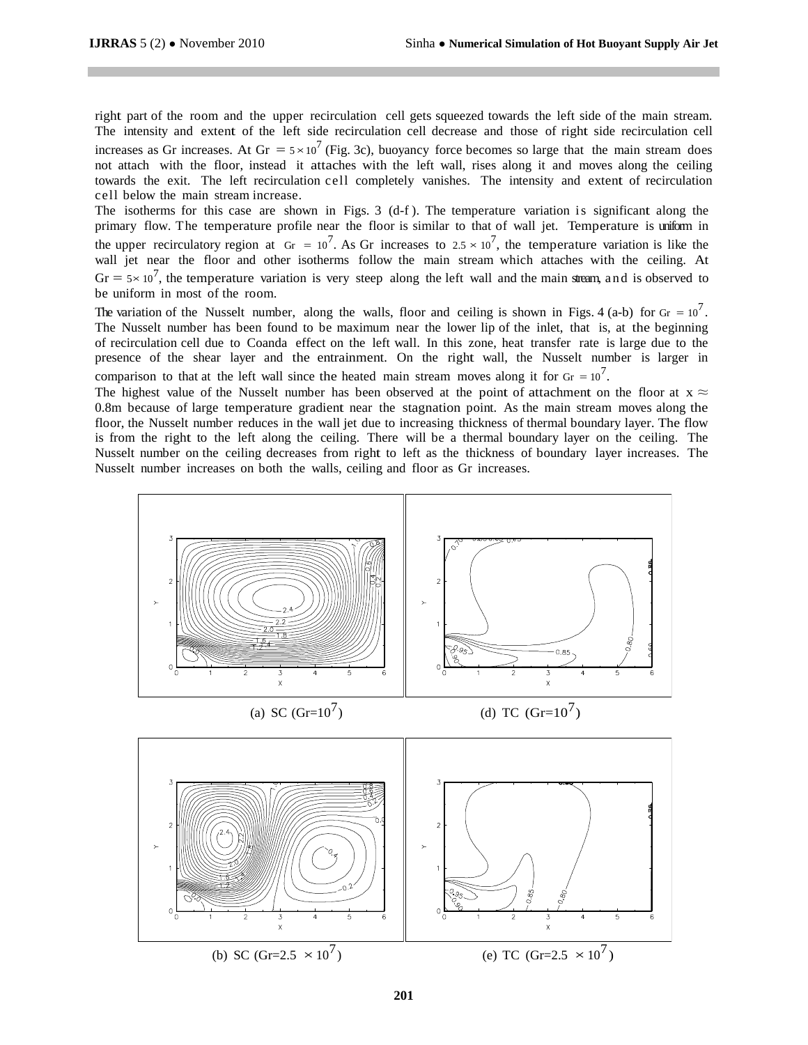right part of the room and the upper recirculation cell gets squeezed towards the left side of the main stream. The intensity and extent of the left side recirculation cell decrease and those of right side recirculation cell increases as Gr increases. At Gr $= 5 \times 10^7$ (Fig. 3c), buoyancy force becomes so large that the main stream does not attach with the floor, instead it attaches with the left wall, rises along it and moves along the ceiling towards the exit. The left recirculation cell completely vanishes. The intensity and extent of recirculation cell below the main stream increase.

The isotherms for this case are shown in Figs. 3 (d-f). The temperature variation is significant along the primary flow. The temperature profile near the floor is similar to that of wall jet. Temperature is uniform in the upper recirculatory region at Gr $= 10^7$. As Gr increases to $2.5 \times 10^7$, the temperature variation is like the wall jet near the floor and other isotherms follow the main stream which attaches with the ceiling. At Gr $= 5 \times 10^7$, the temperature variation is very steep along the left wall and the main stream, and is observed to be uniform in most of the room.

The variation of the Nusselt number, along the walls, floor and ceiling is shown in Figs. 4 (a-b) for Gr $= 10^7$. The Nusselt number has been found to be maximum near the lower lip of the inlet, that is, at the beginning of recirculation cell due to Coanda effect on the left wall. In this zone, heat transfer rate is large due to the presence of the shear layer and the entrainment. On the right wall, the Nusselt number is larger in comparison to that at the left wall since the heated main stream moves along it for Gr $= 10^7$.

The highest value of the Nusselt number has been observed at the point of attachment on the floor at x $\approx$ 0.8m because of large temperature gradient near the stagnation point. As the main stream moves along the floor, the Nusselt number reduces in the wall jet due to increasing thickness of thermal boundary layer. The flow is from the right to the left along the ceiling. There will be a thermal boundary layer on the ceiling. The Nusselt number on the ceiling decreases from right to left as the thickness of boundary layer increases. The Nusselt number increases on both the walls, ceiling and floor as Gr increases.

(a) SC (Gr=$10^7$)

(d) TC (Gr=$10^7$)

(b) SC (Gr=$2.5 \times 10^7$)

(e) TC (Gr=$2.5 \times 10^7$)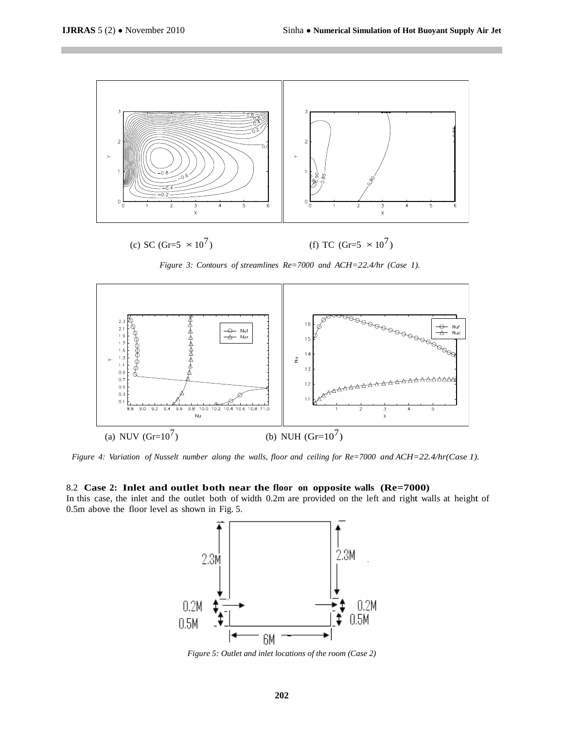(c) SC (Gr=5 $\times 10^7$)

(f) TC (Gr=5 $\times 10^7$)

*Figure 3: Contours of streamlines Re=7000 and ACH=22.4/hr (Case 1).*

(a) NUV (Gr=$10^7$)

(b) NUH (Gr=$10^7$)

*Figure 4: Variation of Nusselt number along the walls, floor and ceiling for Re=7000 and ACH=22.4/hr(Case 1).*

### 8.2 **Case 2: Inlet and outlet both near the floor on opposite walls (Re=7000)**

In this case, the inlet and the outlet both of width 0.2m are provided on the left and right walls at height of 0.5m above the floor level as shown in Fig. 5.

*Figure 5: Outlet and inlet locations of the room (Case 2)*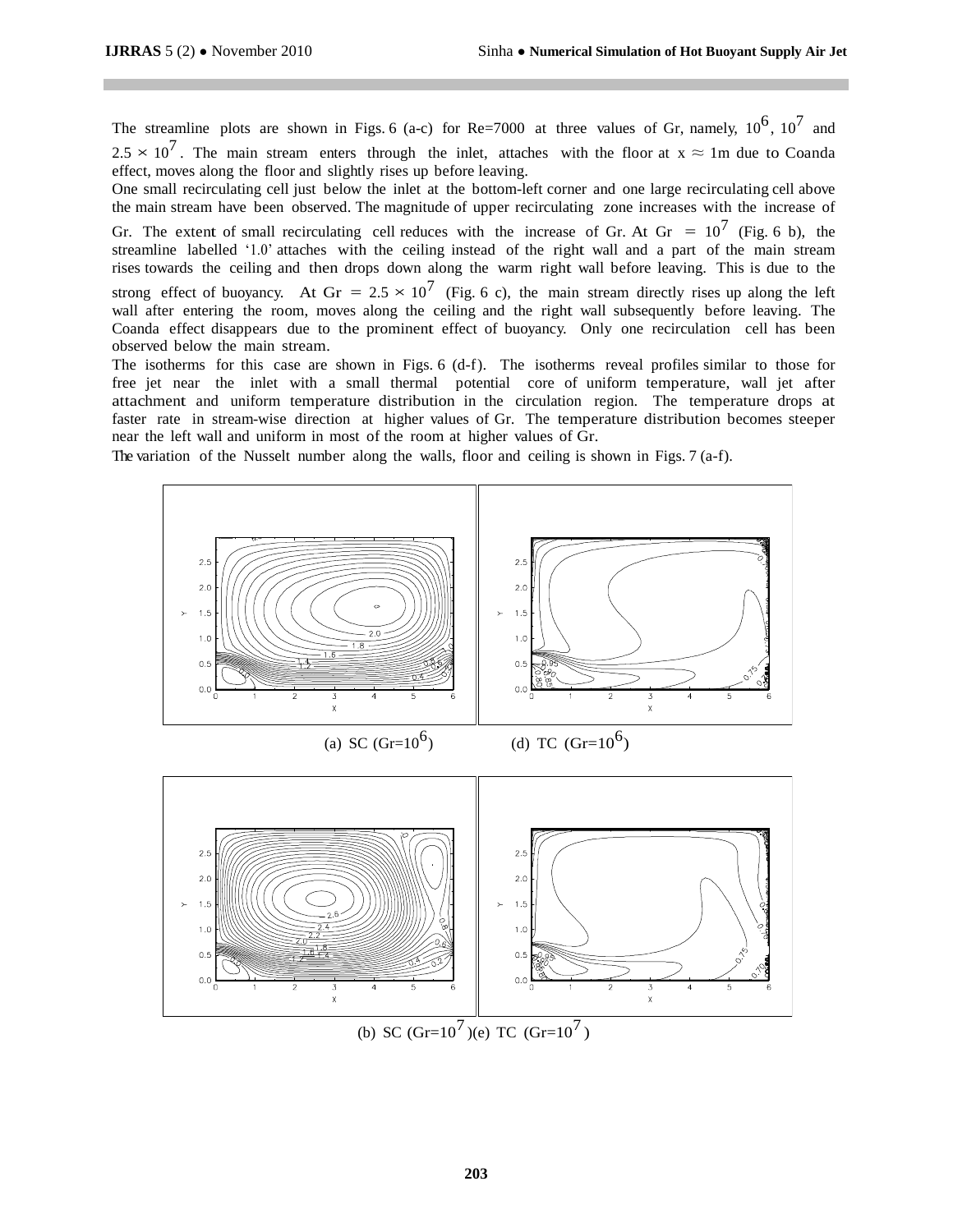The streamline plots are shown in Figs. 6 (a-c) for Re=7000 at three values of Gr, namely, $10^6$, $10^7$ and $2.5 \times 10^7$. The main stream enters through the inlet, attaches with the floor at x ≈ 1m due to Coanda effect, moves along the floor and slightly rises up before leaving.

One small recirculating cell just below the inlet at the bottom-left corner and one large recirculating cell above the main stream have been observed. The magnitude of upper recirculating zone increases with the increase of Gr. The extent of small recirculating cell reduces with the increase of Gr. At Gr = $10^7$ (Fig. 6 b), the streamline labelled '1.0' attaches with the ceiling instead of the right wall and a part of the main stream rises towards the ceiling and then drops down along the warm right wall before leaving. This is due to the strong effect of buoyancy. At Gr = $2.5 \times 10^7$ (Fig. 6 c), the main stream directly rises up along the left wall after entering the room, moves along the ceiling and the right wall subsequently before leaving. The Coanda effect disappears due to the prominent effect of buoyancy. Only one recirculation cell has been observed below the main stream.

The isotherms for this case are shown in Figs. 6 (d-f). The isotherms reveal profiles similar to those for free jet near the inlet with a small thermal potential core of uniform temperature, wall jet after attachment and uniform temperature distribution in the circulation region. The temperature drops at faster rate in stream-wise direction at higher values of Gr. The temperature distribution becomes steeper near the left wall and uniform in most of the room at higher values of Gr.

The variation of the Nusselt number along the walls, floor and ceiling is shown in Figs. 7 (a-f).

(a) SC (Gr=$10^6$) (d) TC (Gr=$10^6$)

(b) SC (Gr=$10^7$) (e) TC (Gr=$10^7$)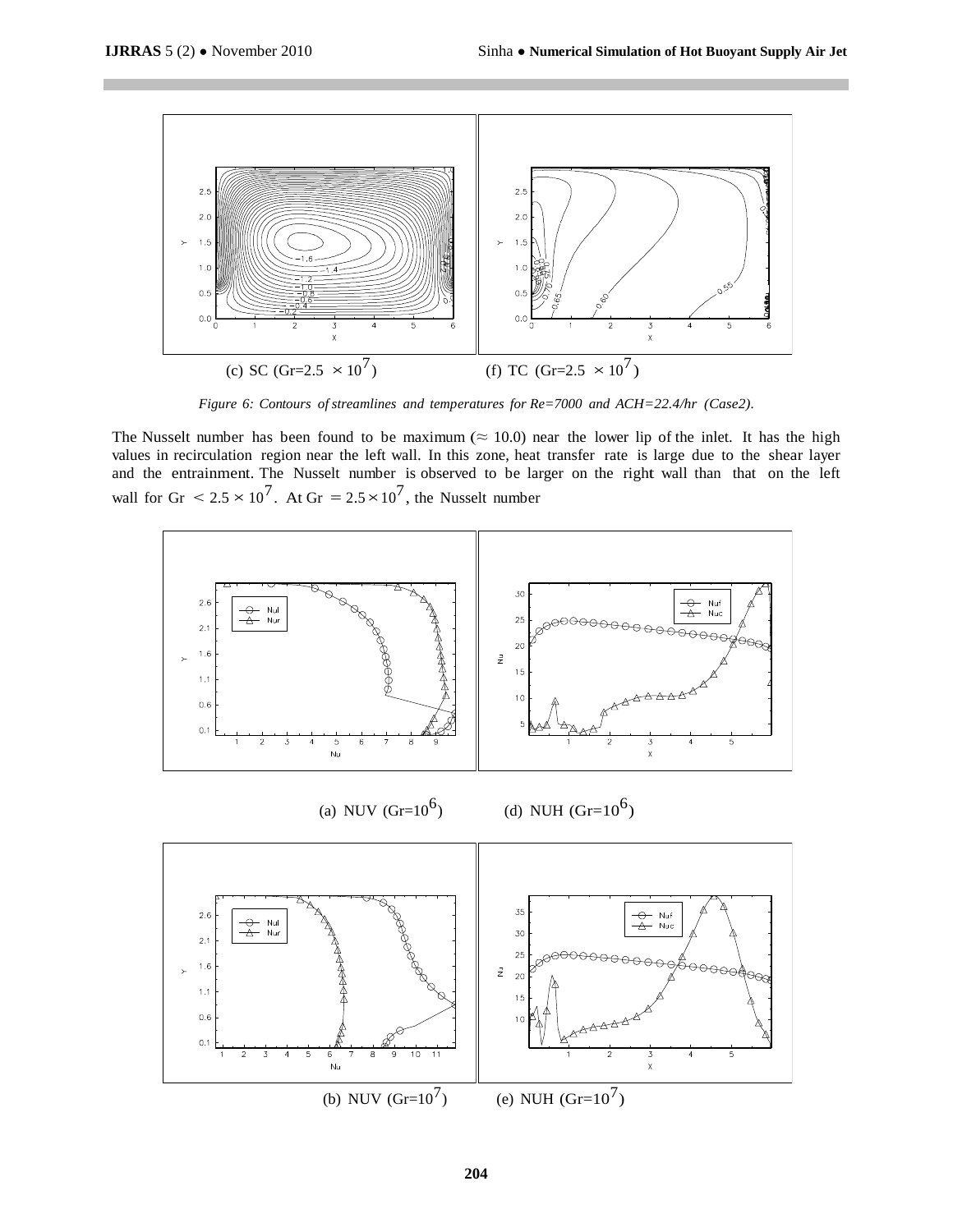(c) SC (Gr=2.5 $\times 10^7$)

(f) TC (Gr=2.5 $\times 10^7$)

*Figure 6: Contours of streamlines and temperatures for Re=7000 and ACH=22.4/hr (Case2).*

The Nusselt number has been found to be maximum ($\approx$ 10.0) near the lower lip of the inlet. It has the high values in recirculation region near the left wall. In this zone, heat transfer rate is large due to the shear layer and the entrainment. The Nusselt number is observed to be larger on the right wall than that on the left wall for Gr $< 2.5 \times 10^7$. At Gr $= 2.5 \times 10^7$, the Nusselt number

(a) NUV (Gr=$10^6$)

(d) NUH (Gr=$10^6$)

(b) NUV (Gr=$10^7$)

(e) NUH (Gr=$10^7$)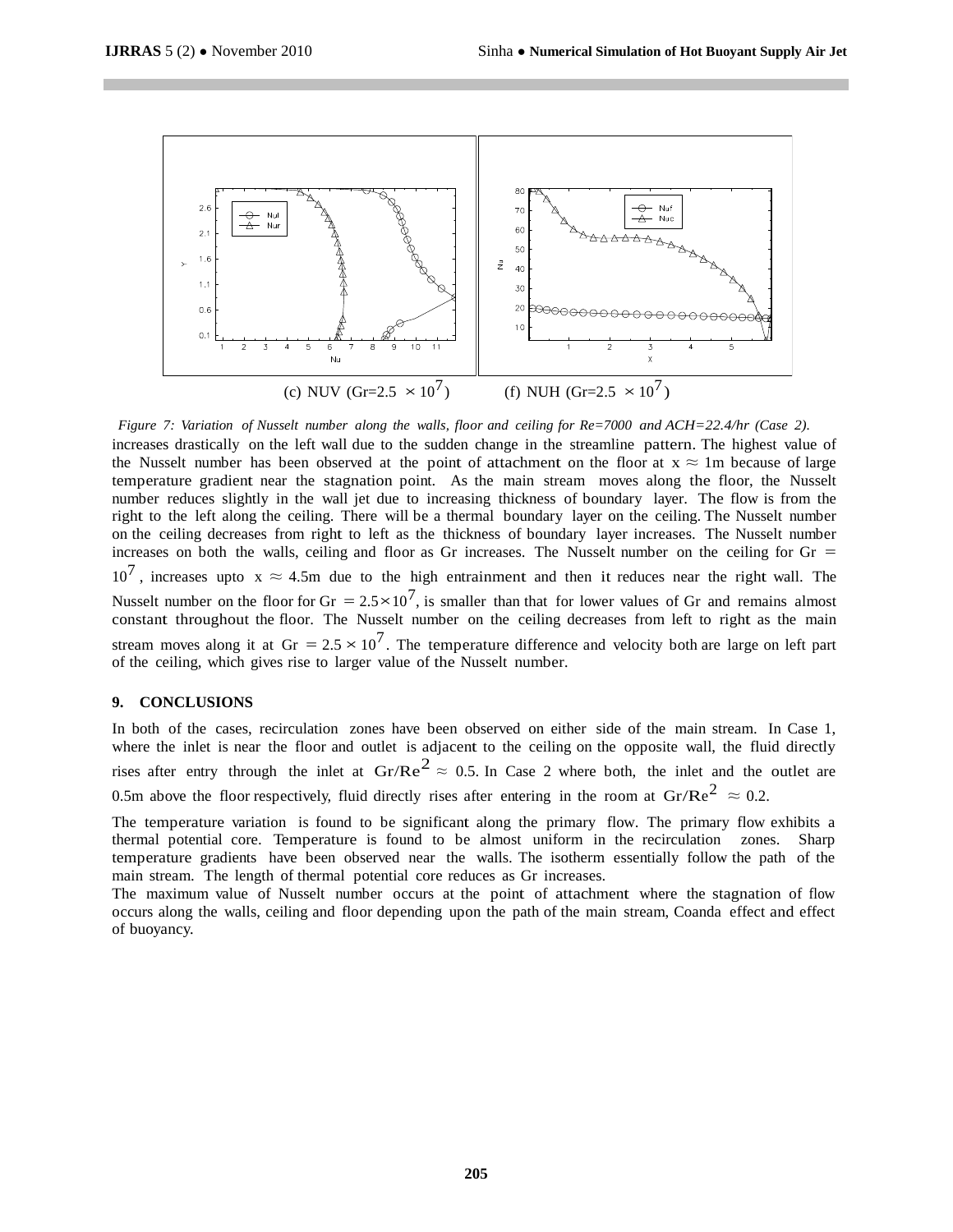(c) NUV (Gr=2.5 $\times 10^7$)                (f) NUH (Gr=2.5 $\times 10^7$)

*Figure 7: Variation of Nusselt number along the walls, floor and ceiling for Re=7000 and ACH=22.4/hr (Case 2).*

increases drastically on the left wall due to the sudden change in the streamline pattern. The highest value of the Nusselt number has been observed at the point of attachment on the floor at x $\approx$ 1m because of large temperature gradient near the stagnation point. As the main stream moves along the floor, the Nusselt number reduces slightly in the wall jet due to increasing thickness of boundary layer. The flow is from the right to the left along the ceiling. There will be a thermal boundary layer on the ceiling. The Nusselt number on the ceiling decreases from right to left as the thickness of boundary layer increases. The Nusselt number increases on both the walls, ceiling and floor as Gr increases. The Nusselt number on the ceiling for Gr $= 10^7$, increases upto x $\approx$ 4.5m due to the high entrainment and then it reduces near the right wall. The Nusselt number on the floor for Gr $= 2.5\times10^7$, is smaller than that for lower values of Gr and remains almost constant throughout the floor. The Nusselt number on the ceiling decreases from left to right as the main stream moves along it at Gr $= 2.5 \times 10^7$. The temperature difference and velocity both are large on left part of the ceiling, which gives rise to larger value of the Nusselt number.

## 9. CONCLUSIONS

In both of the cases, recirculation zones have been observed on either side of the main stream. In Case 1, where the inlet is near the floor and outlet is adjacent to the ceiling on the opposite wall, the fluid directly rises after entry through the inlet at $Gr/Re^2 \approx 0.5$. In Case 2 where both, the inlet and the outlet are 0.5m above the floor respectively, fluid directly rises after entering in the room at $Gr/Re^2 \approx 0.2$.

The temperature variation is found to be significant along the primary flow. The primary flow exhibits a thermal potential core. Temperature is found to be almost uniform in the recirculation zones. Sharp temperature gradients have been observed near the walls. The isotherm essentially follow the path of the main stream. The length of thermal potential core reduces as Gr increases.

The maximum value of Nusselt number occurs at the point of attachment where the stagnation of flow occurs along the walls, ceiling and floor depending upon the path of the main stream, Coanda effect and effect of buoyancy.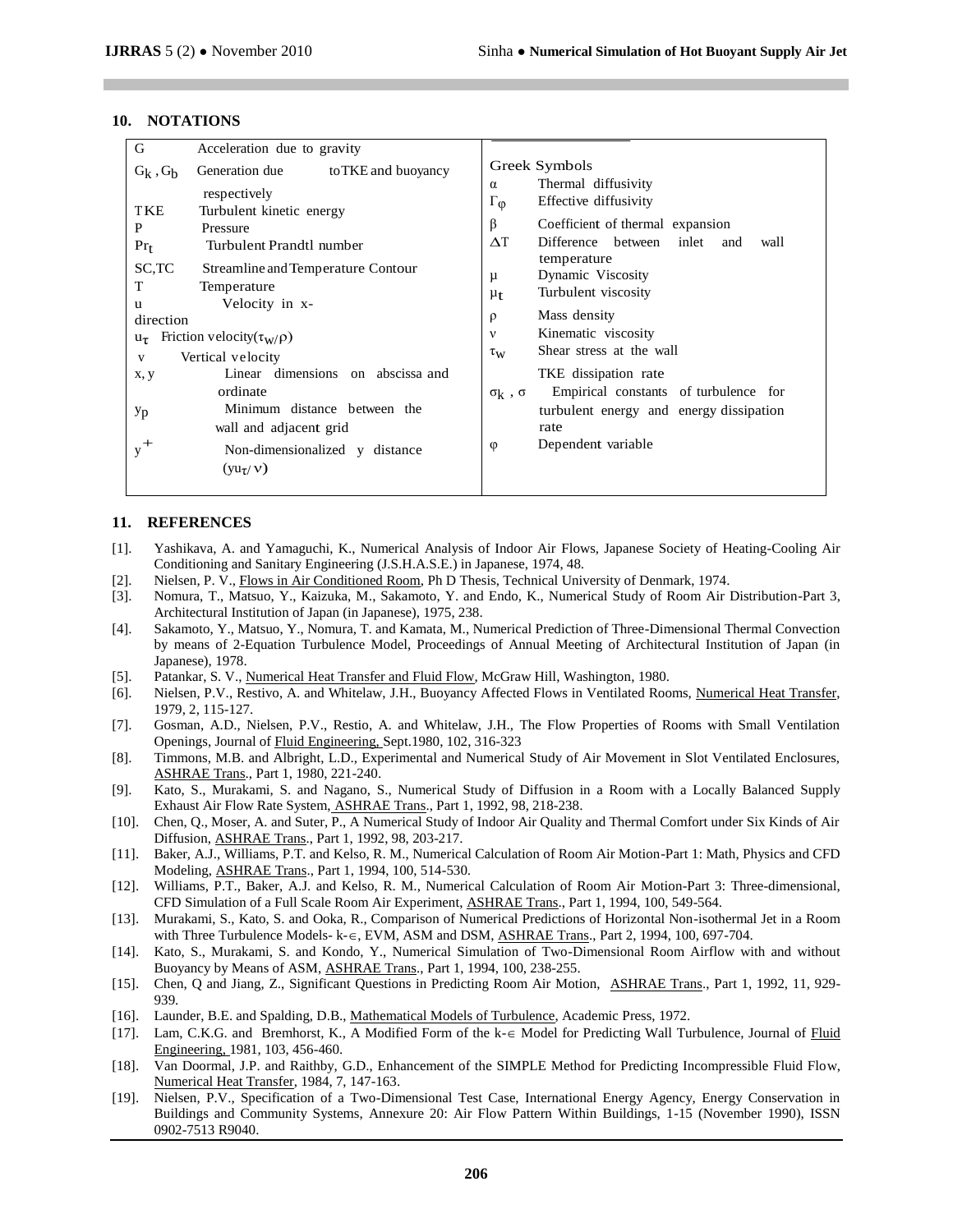## 10. NOTATIONS

| | |
|---|---|
| G | Acceleration due to gravity |
| $G_k$, $G_b$ | Generation due to TKE and buoyancy respectively |
| TKE | Turbulent kinetic energy |
| P | Pressure |
| $Pr_t$ | Turbulent Prandtl number |
| SC,TC | Streamline and Temperature Contour |
| T | Temperature |
| u | Velocity in x-direction |
| $u_\tau$ | Friction velocity($\tau_w/\rho$) |
| v | Vertical velocity |
| x, y | Linear dimensions on abscissa and ordinate |
| $y_p$ | Minimum distance between the wall and adjacent grid |
| $y^+$ | Non-dimensionalized y distance ($yu_\tau/\nu$) |

**Greek Symbols**

| | |
|---|---|
| $\alpha$ | Thermal diffusivity |
| $\Gamma_\varphi$ | Effective diffusivity |
| $\beta$ | Coefficient of thermal expansion |
| $\Delta T$ | Difference between inlet and wall temperature |
| $\mu$ | Dynamic Viscosity |
| $\mu_t$ | Turbulent viscosity |
| $\rho$ | Mass density |
| $\nu$ | Kinematic viscosity |
| $\tau_w$ | Shear stress at the wall |
| | TKE dissipation rate |
| $\sigma_k$, $\sigma$ | Empirical constants of turbulence for turbulent energy and energy dissipation rate |
| $\varphi$ | Dependent variable |

## 11. REFERENCES

[1]. Yashikava, A. and Yamaguchi, K., Numerical Analysis of Indoor Air Flows, Japanese Society of Heating-Cooling Air Conditioning and Sanitary Engineering (J.S.H.A.S.E.) in Japanese, 1974, 48.

[2]. Nielsen, P. V., Flows in Air Conditioned Room, Ph D Thesis, Technical University of Denmark, 1974.

[3]. Nomura, T., Matsuo, Y., Kaizuka, M., Sakamoto, Y. and Endo, K., Numerical Study of Room Air Distribution-Part 3, Architectural Institution of Japan (in Japanese), 1975, 238.

[4]. Sakamoto, Y., Matsuo, Y., Nomura, T. and Kamata, M., Numerical Prediction of Three-Dimensional Thermal Convection by means of 2-Equation Turbulence Model, Proceedings of Annual Meeting of Architectural Institution of Japan (in Japanese), 1978.

[5]. Patankar, S. V., Numerical Heat Transfer and Fluid Flow, McGraw Hill, Washington, 1980.

[6]. Nielsen, P.V., Restivo, A. and Whitelaw, J.H., Buoyancy Affected Flows in Ventilated Rooms, Numerical Heat Transfer, 1979, 2, 115-127.

[7]. Gosman, A.D., Nielsen, P.V., Restio, A. and Whitelaw, J.H., The Flow Properties of Rooms with Small Ventilation Openings, Journal of Fluid Engineering, Sept.1980, 102, 316-323

[8]. Timmons, M.B. and Albright, L.D., Experimental and Numerical Study of Air Movement in Slot Ventilated Enclosures, ASHRAE Trans., Part 1, 1980, 221-240.

[9]. Kato, S., Murakami, S. and Nagano, S., Numerical Study of Diffusion in a Room with a Locally Balanced Supply Exhaust Air Flow Rate System, ASHRAE Trans., Part 1, 1992, 98, 218-238.

[10]. Chen, Q., Moser, A. and Suter, P., A Numerical Study of Indoor Air Quality and Thermal Comfort under Six Kinds of Air Diffusion, ASHRAE Trans., Part 1, 1992, 98, 203-217.

[11]. Baker, A.J., Williams, P.T. and Kelso, R. M., Numerical Calculation of Room Air Motion-Part 1: Math, Physics and CFD Modeling, ASHRAE Trans., Part 1, 1994, 100, 514-530.

[12]. Williams, P.T., Baker, A.J. and Kelso, R. M., Numerical Calculation of Room Air Motion-Part 3: Three-dimensional, CFD Simulation of a Full Scale Room Air Experiment, ASHRAE Trans., Part 1, 1994, 100, 549-564.

[13]. Murakami, S., Kato, S. and Ooka, R., Comparison of Numerical Predictions of Horizontal Non-isothermal Jet in a Room with Three Turbulence Models- k-$\in$, EVM, ASM and DSM, ASHRAE Trans., Part 2, 1994, 100, 697-704.

[14]. Kato, S., Murakami, S. and Kondo, Y., Numerical Simulation of Two-Dimensional Room Airflow with and without Buoyancy by Means of ASM, ASHRAE Trans., Part 1, 1994, 100, 238-255.

[15]. Chen, Q and Jiang, Z., Significant Questions in Predicting Room Air Motion, ASHRAE Trans., Part 1, 1992, 11, 929-939.

[16]. Launder, B.E. and Spalding, D.B., Mathematical Models of Turbulence, Academic Press, 1972.

[17]. Lam, C.K.G. and Bremhorst, K., A Modified Form of the k-$\in$ Model for Predicting Wall Turbulence, Journal of Fluid Engineering, 1981, 103, 456-460.

[18]. Van Doormal, J.P. and Raithby, G.D., Enhancement of the SIMPLE Method for Predicting Incompressible Fluid Flow, Numerical Heat Transfer, 1984, 7, 147-163.

[19]. Nielsen, P.V., Specification of a Two-Dimensional Test Case, International Energy Agency, Energy Conservation in Buildings and Community Systems, Annexure 20: Air Flow Pattern Within Buildings, 1-15 (November 1990), ISSN 0902-7513 R9040.